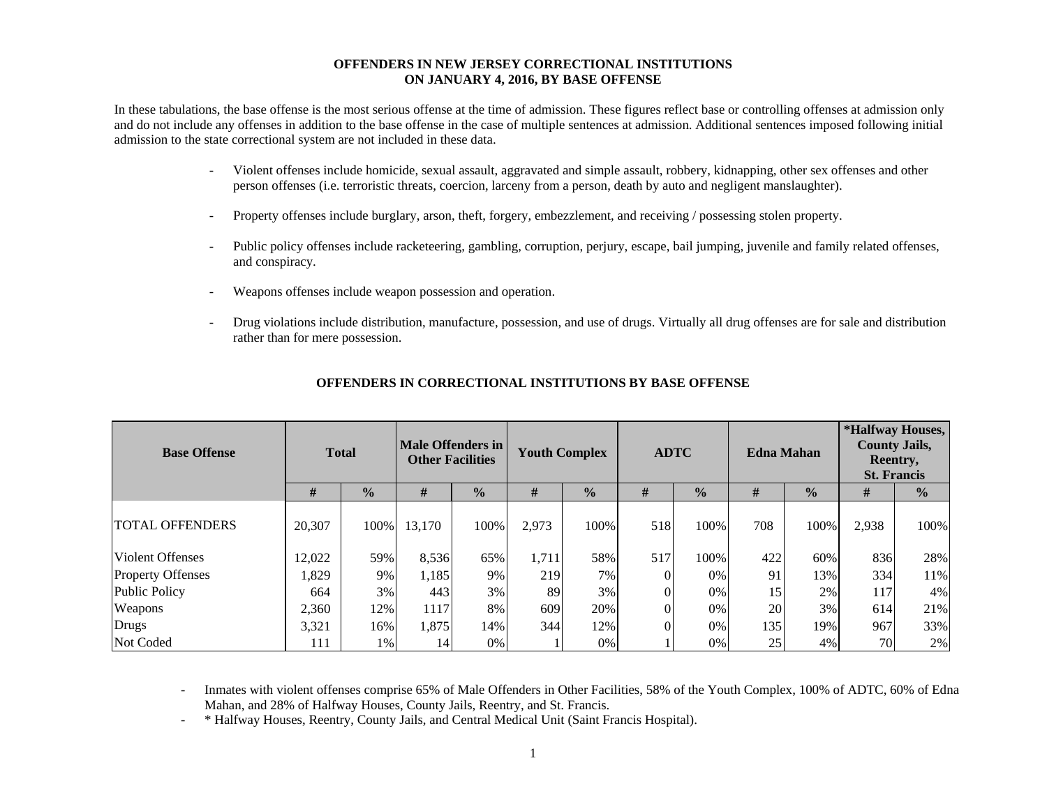# OFFENDERS IN NEW JERSEY CORRECTIONAL INSTITUTIONS ON JANUARY 4, 2016, BY BASE OFFENSE

In these tabulations, the base offense is the most serious offense at the time of admission. These figures reflect base or controlling offenses at admission only and do not include any offenses in addition to the base offense in the case of multiple sentences at admission. Additional sentences imposed following initial admission to the state correctional system are not included in these data.

- Violent offenses include homicide, sexual assault, aggravated and simple assault, robbery, kidnapping, other sex offenses and other person offenses (i.e. terroristic threats, coercion, larceny from a person, death by auto and negligent manslaughter).
- Property offenses include burglary, arson, theft, forgery, embezzlement, and receiving / possessing stolen property.
- Public policy offenses include racketeering, gambling, corruption, perjury, escape, bail jumping, juvenile and family related offenses, and conspiracy.
- Weapons offenses include weapon possession and operation.
- Drug violations include distribution, manufacture, possession, and use of drugs. Virtually all drug offenses are for sale and distribution rather than for mere possession.

## OFFENDERS IN CORRECTIONAL INSTITUTIONS BY BASE OFFENSE

| Base Offense | Total | | Male Offenders in Other Facilities | | Youth Complex | | ADTC | | Edna Mahan | | *Halfway Houses, County Jails, Reentry, St. Francis | |
|---|---|---|---|---|---|---|---|---|---|---|---|---|
| | # | % | # | % | # | % | # | % | # | % | # | % |
| TOTAL OFFENDERS | 20,307 | 100% | 13,170 | 100% | 2,973 | 100% | 518 | 100% | 708 | 100% | 2,938 | 100% |
| Violent Offenses | 12,022 | 59% | 8,536 | 65% | 1,711 | 58% | 517 | 100% | 422 | 60% | 836 | 28% |
| Property Offenses | 1,829 | 9% | 1,185 | 9% | 219 | 7% | 0 | 0% | 91 | 13% | 334 | 11% |
| Public Policy | 664 | 3% | 443 | 3% | 89 | 3% | 0 | 0% | 15 | 2% | 117 | 4% |
| Weapons | 2,360 | 12% | 1117 | 8% | 609 | 20% | 0 | 0% | 20 | 3% | 614 | 21% |
| Drugs | 3,321 | 16% | 1,875 | 14% | 344 | 12% | 0 | 0% | 135 | 19% | 967 | 33% |
| Not Coded | 111 | 1% | 14 | 0% | 1 | 0% | 1 | 0% | 25 | 4% | 70 | 2% |

- Inmates with violent offenses comprise 65% of Male Offenders in Other Facilities, 58% of the Youth Complex, 100% of ADTC, 60% of Edna Mahan, and 28% of Halfway Houses, County Jails, Reentry, and St. Francis.
- * Halfway Houses, Reentry, County Jails, and Central Medical Unit (Saint Francis Hospital).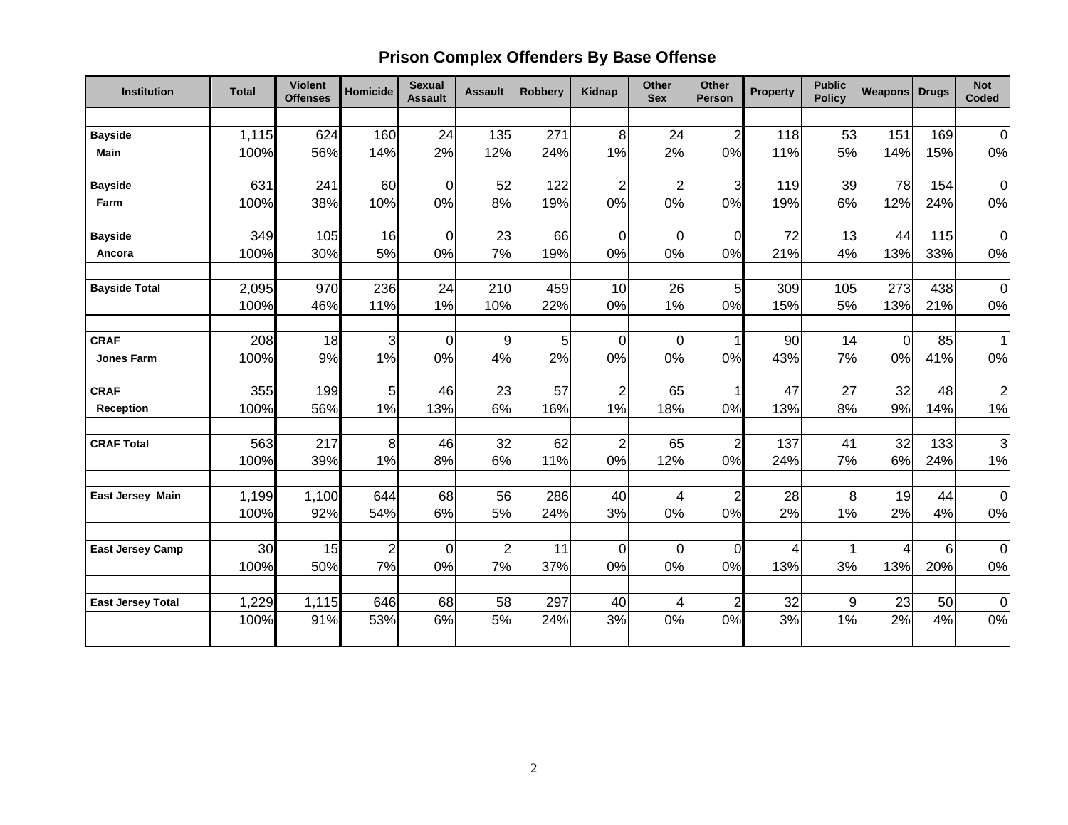# Prison Complex Offenders By Base Offense

| Institution | Total | Violent Offenses | Homicide | Sexual Assault | Assault | Robbery | Kidnap | Other Sex | Other Person | Property | Public Policy | Weapons | Drugs | Not Coded |
|---|---|---|---|---|---|---|---|---|---|---|---|---|---|---|
| **Bayside** | 1,115 | 624 | 160 | 24 | 135 | 271 | 8 | 24 | 2 | 118 | 53 | 151 | 169 | 0 |
| **Main** | 100% | 56% | 14% | 2% | 12% | 24% | 1% | 2% | 0% | 11% | 5% | 14% | 15% | 0% |
| **Bayside** | 631 | 241 | 60 | 0 | 52 | 122 | 2 | 2 | 3 | 119 | 39 | 78 | 154 | 0 |
| **Farm** | 100% | 38% | 10% | 0% | 8% | 19% | 0% | 0% | 0% | 19% | 6% | 12% | 24% | 0% |
| **Bayside** | 349 | 105 | 16 | 0 | 23 | 66 | 0 | 0 | 0 | 72 | 13 | 44 | 115 | 0 |
| **Ancora** | 100% | 30% | 5% | 0% | 7% | 19% | 0% | 0% | 0% | 21% | 4% | 13% | 33% | 0% |
| **Bayside Total** | 2,095 | 970 | 236 | 24 | 210 | 459 | 10 | 26 | 5 | 309 | 105 | 273 | 438 | 0 |
| | 100% | 46% | 11% | 1% | 10% | 22% | 0% | 1% | 0% | 15% | 5% | 13% | 21% | 0% |
| **CRAF** | 208 | 18 | 3 | 0 | 9 | 5 | 0 | 0 | 1 | 90 | 14 | 0 | 85 | 1 |
| **Jones Farm** | 100% | 9% | 1% | 0% | 4% | 2% | 0% | 0% | 0% | 43% | 7% | 0% | 41% | 0% |
| **CRAF** | 355 | 199 | 5 | 46 | 23 | 57 | 2 | 65 | 1 | 47 | 27 | 32 | 48 | 2 |
| **Reception** | 100% | 56% | 1% | 13% | 6% | 16% | 1% | 18% | 0% | 13% | 8% | 9% | 14% | 1% |
| **CRAF Total** | 563 | 217 | 8 | 46 | 32 | 62 | 2 | 65 | 2 | 137 | 41 | 32 | 133 | 3 |
| | 100% | 39% | 1% | 8% | 6% | 11% | 0% | 12% | 0% | 24% | 7% | 6% | 24% | 1% |
| **East Jersey Main** | 1,199 | 1,100 | 644 | 68 | 56 | 286 | 40 | 4 | 2 | 28 | 8 | 19 | 44 | 0 |
| | 100% | 92% | 54% | 6% | 5% | 24% | 3% | 0% | 0% | 2% | 1% | 2% | 4% | 0% |
| **East Jersey Camp** | 30 | 15 | 2 | 0 | 2 | 11 | 0 | 0 | 0 | 4 | 1 | 4 | 6 | 0 |
| | 100% | 50% | 7% | 0% | 7% | 37% | 0% | 0% | 0% | 13% | 3% | 13% | 20% | 0% |
| **East Jersey Total** | 1,229 | 1,115 | 646 | 68 | 58 | 297 | 40 | 4 | 2 | 32 | 9 | 23 | 50 | 0 |
| | 100% | 91% | 53% | 6% | 5% | 24% | 3% | 0% | 0% | 3% | 1% | 2% | 4% | 0% |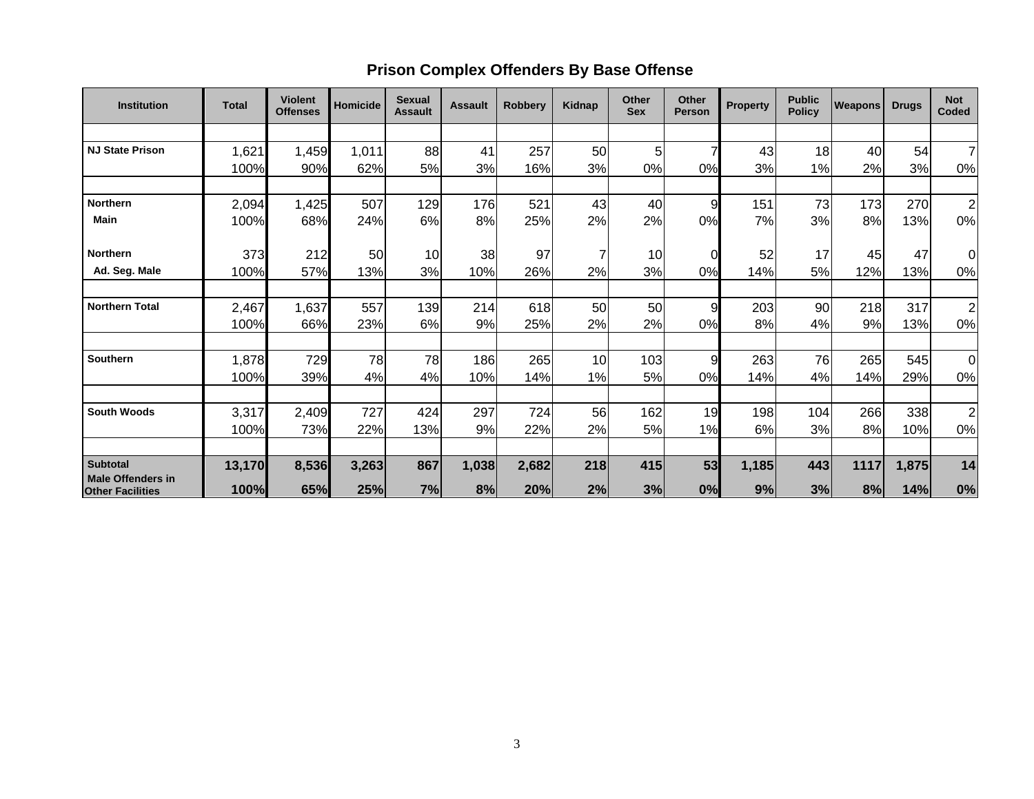## Prison Complex Offenders By Base Offense

| Institution | Total | Violent Offenses | Homicide | Sexual Assault | Assault | Robbery | Kidnap | Other Sex | Other Person | Property | Public Policy | Weapons | Drugs | Not Coded |
|---|---|---|---|---|---|---|---|---|---|---|---|---|---|---|
| NJ State Prison | 1,621 | 1,459 | 1,011 | 88 | 41 | 257 | 50 | 5 | 7 | 43 | 18 | 40 | 54 | 7 |
| | 100% | 90% | 62% | 5% | 3% | 16% | 3% | 0% | 0% | 3% | 1% | 2% | 3% | 0% |
| Northern Main | 2,094 | 1,425 | 507 | 129 | 176 | 521 | 43 | 40 | 9 | 151 | 73 | 173 | 270 | 2 |
| | 100% | 68% | 24% | 6% | 8% | 25% | 2% | 2% | 0% | 7% | 3% | 8% | 13% | 0% |
| Northern Ad. Seg. Male | 373 | 212 | 50 | 10 | 38 | 97 | 7 | 10 | 0 | 52 | 17 | 45 | 47 | 0 |
| | 100% | 57% | 13% | 3% | 10% | 26% | 2% | 3% | 0% | 14% | 5% | 12% | 13% | 0% |
| Northern Total | 2,467 | 1,637 | 557 | 139 | 214 | 618 | 50 | 50 | 9 | 203 | 90 | 218 | 317 | 2 |
| | 100% | 66% | 23% | 6% | 9% | 25% | 2% | 2% | 0% | 8% | 4% | 9% | 13% | 0% |
| Southern | 1,878 | 729 | 78 | 78 | 186 | 265 | 10 | 103 | 9 | 263 | 76 | 265 | 545 | 0 |
| | 100% | 39% | 4% | 4% | 10% | 14% | 1% | 5% | 0% | 14% | 4% | 14% | 29% | 0% |
| South Woods | 3,317 | 2,409 | 727 | 424 | 297 | 724 | 56 | 162 | 19 | 198 | 104 | 266 | 338 | 2 |
| | 100% | 73% | 22% | 13% | 9% | 22% | 2% | 5% | 1% | 6% | 3% | 8% | 10% | 0% |
| **Subtotal Male Offenders in Other Facilities** | **13,170** | **8,536** | **3,263** | **867** | **1,038** | **2,682** | **218** | **415** | **53** | **1,185** | **443** | **1117** | **1,875** | **14** |
| | **100%** | **65%** | **25%** | **7%** | **8%** | **20%** | **2%** | **3%** | **0%** | **9%** | **3%** | **8%** | **14%** | **0%** |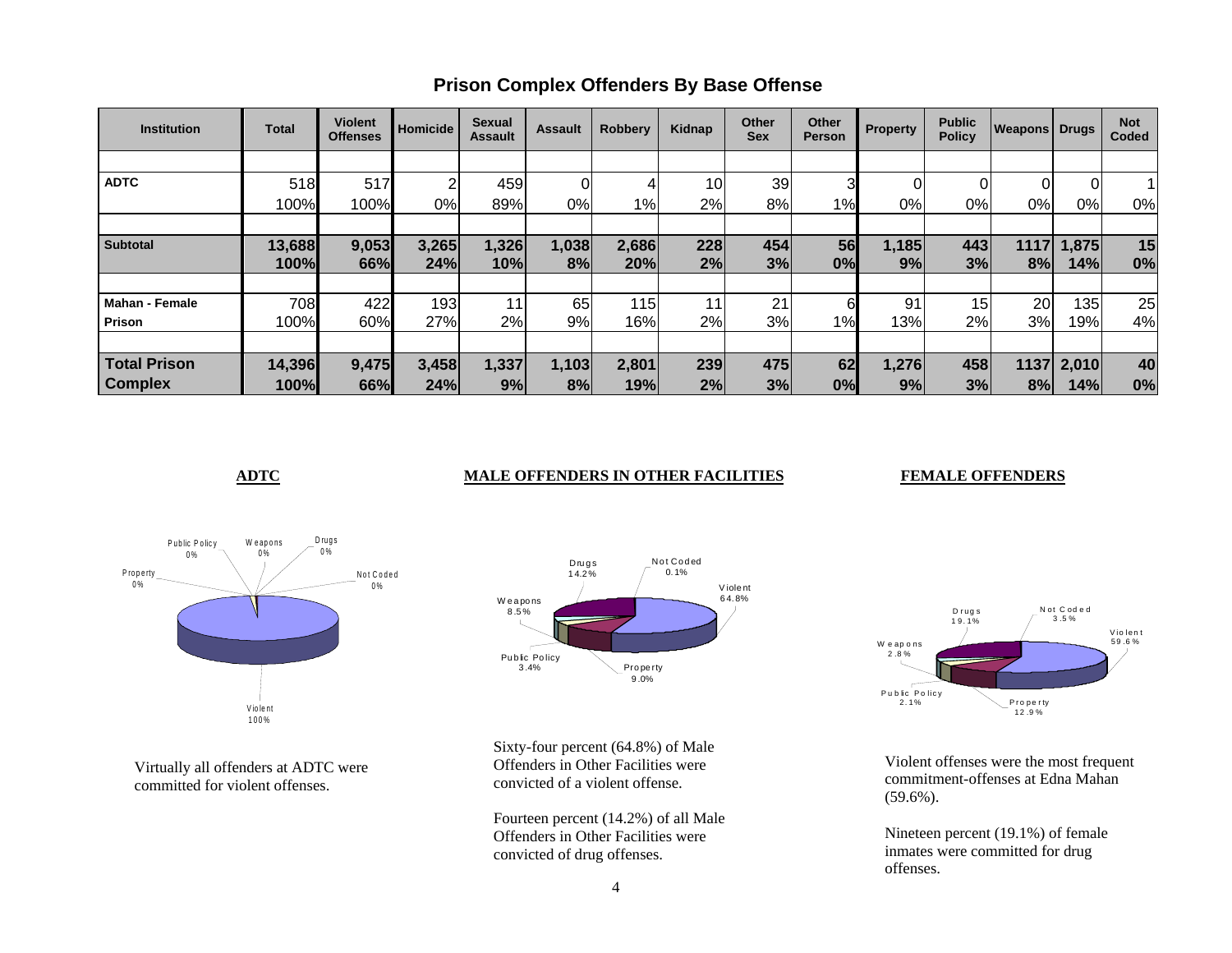# Prison Complex Offenders By Base Offense

| Institution | Total | Violent Offenses | Homicide | Sexual Assault | Assault | Robbery | Kidnap | Other Sex | Other Person | Property | Public Policy | Weapons | Drugs | Not Coded |
|---|---|---|---|---|---|---|---|---|---|---|---|---|---|---|
| **ADTC** | 518 | 517 | 2 | 459 | 0 | 4 | 10 | 39 | 3 | 0 | 0 | 0 | 0 | 1 |
| | 100% | 100% | 0% | 89% | 0% | 1% | 2% | 8% | 1% | 0% | 0% | 0% | 0% | 0% |
| **Subtotal** | **13,688** | **9,053** | **3,265** | **1,326** | **1,038** | **2,686** | **228** | **454** | **56** | **1,185** | **443** | **1117** | **1,875** | **15** |
| | **100%** | **66%** | **24%** | **10%** | **8%** | **20%** | **2%** | **3%** | **0%** | **9%** | **3%** | **8%** | **14%** | **0%** |
| **Mahan - Female Prison** | 708 | 422 | 193 | 11 | 65 | 115 | 11 | 21 | 6 | 91 | 15 | 20 | 135 | 25 |
| | 100% | 60% | 27% | 2% | 9% | 16% | 2% | 3% | 1% | 13% | 2% | 3% | 19% | 4% |
| **Total Prison Complex** | **14,396** | **9,475** | **3,458** | **1,337** | **1,103** | **2,801** | **239** | **475** | **62** | **1,276** | **458** | **1137** | **2,010** | **40** |
| | **100%** | **66%** | **24%** | **9%** | **8%** | **19%** | **2%** | **3%** | **0%** | **9%** | **3%** | **8%** | **14%** | **0%** |

## ADTC

Public Policy 0%, Weapons 0%, Drugs 0%, Property 0%, Not Coded 0%, Violent 100%

Virtually all offenders at ADTC were committed for violent offenses.

## MALE OFFENDERS IN OTHER FACILITIES

Drugs 14.2%, Not Coded 0.1%, Violent 64.8%, Weapons 8.5%, Public Policy 3.4%, Property 9.0%

Sixty-four percent (64.8%) of Male Offenders in Other Facilities were convicted of a violent offense.

Fourteen percent (14.2%) of all Male Offenders in Other Facilities were convicted of drug offenses.

## FEMALE OFFENDERS

Drugs 19.1%, Not Coded 3.5%, Violent 59.6%, Weapons 2.8%, Public Policy 2.1%, Property 12.9%

Violent offenses were the most frequent commitment-offenses at Edna Mahan (59.6%).

Nineteen percent (19.1%) of female inmates were committed for drug offenses.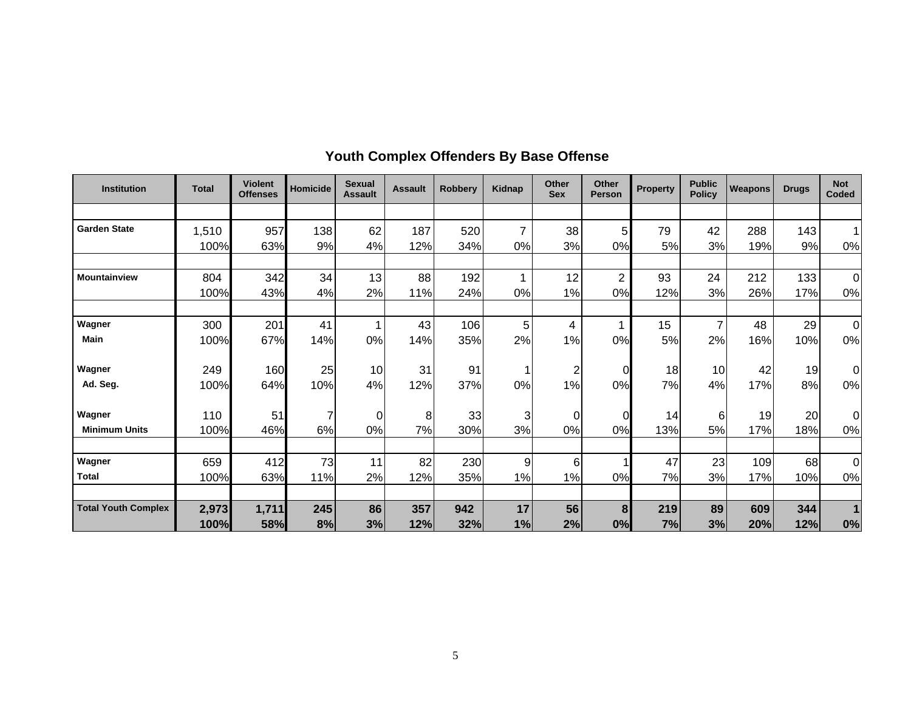## Youth Complex Offenders By Base Offense

| Institution | Total | Violent Offenses | Homicide | Sexual Assault | Assault | Robbery | Kidnap | Other Sex | Other Person | Property | Public Policy | Weapons | Drugs | Not Coded |
|---|---|---|---|---|---|---|---|---|---|---|---|---|---|---|
| **Garden State** | 1,510 | 957 | 138 | 62 | 187 | 520 | 7 | 38 | 5 | 79 | 42 | 288 | 143 | 1 |
| | 100% | 63% | 9% | 4% | 12% | 34% | 0% | 3% | 0% | 5% | 3% | 19% | 9% | 0% |
| **Mountainview** | 804 | 342 | 34 | 13 | 88 | 192 | 1 | 12 | 2 | 93 | 24 | 212 | 133 | 0 |
| | 100% | 43% | 4% | 2% | 11% | 24% | 0% | 1% | 0% | 12% | 3% | 26% | 17% | 0% |
| **Wagner Main** | 300 | 201 | 41 | 1 | 43 | 106 | 5 | 4 | 1 | 15 | 7 | 48 | 29 | 0 |
| | 100% | 67% | 14% | 0% | 14% | 35% | 2% | 1% | 0% | 5% | 2% | 16% | 10% | 0% |
| **Wagner Ad. Seg.** | 249 | 160 | 25 | 10 | 31 | 91 | 1 | 2 | 0 | 18 | 10 | 42 | 19 | 0 |
| | 100% | 64% | 10% | 4% | 12% | 37% | 0% | 1% | 0% | 7% | 4% | 17% | 8% | 0% |
| **Wagner Minimum Units** | 110 | 51 | 7 | 0 | 8 | 33 | 3 | 0 | 0 | 14 | 6 | 19 | 20 | 0 |
| | 100% | 46% | 6% | 0% | 7% | 30% | 3% | 0% | 0% | 13% | 5% | 17% | 18% | 0% |
| **Wagner Total** | 659 | 412 | 73 | 11 | 82 | 230 | 9 | 6 | 1 | 47 | 23 | 109 | 68 | 0 |
| | 100% | 63% | 11% | 2% | 12% | 35% | 1% | 1% | 0% | 7% | 3% | 17% | 10% | 0% |
| **Total Youth Complex** | **2,973** | **1,711** | **245** | **86** | **357** | **942** | **17** | **56** | **8** | **219** | **89** | **609** | **344** | **1** |
| | **100%** | **58%** | **8%** | **3%** | **12%** | **32%** | **1%** | **2%** | **0%** | **7%** | **3%** | **20%** | **12%** | **0%** |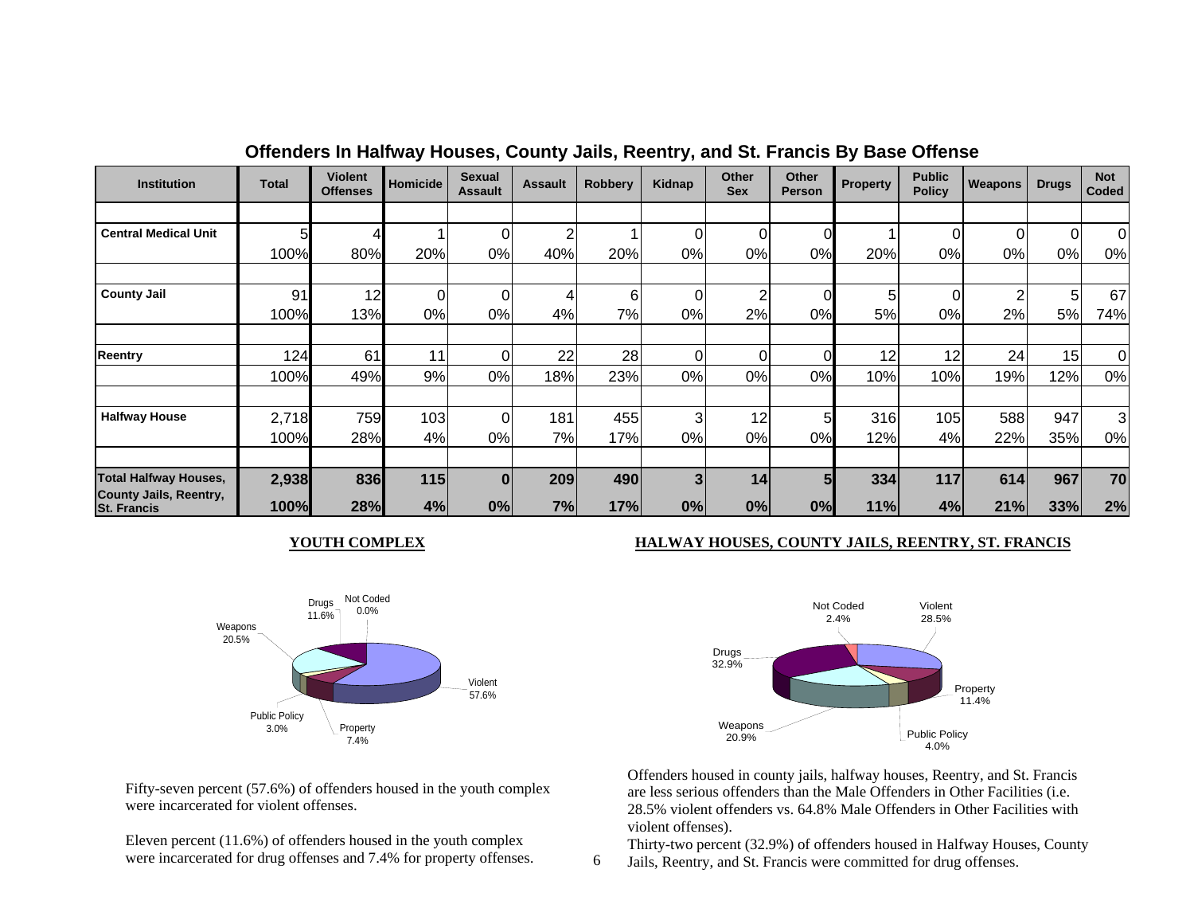## Offenders In Halfway Houses, County Jails, Reentry, and St. Francis By Base Offense

| Institution | Total | Violent Offenses | Homicide | Sexual Assault | Assault | Robbery | Kidnap | Other Sex | Other Person | Property | Public Policy | Weapons | Drugs | Not Coded |
|---|---|---|---|---|---|---|---|---|---|---|---|---|---|---|
| **Central Medical Unit** | 5 | 4 | 1 | 0 | 2 | 1 | 0 | 0 | 0 | 1 | 0 | 0 | 0 | 0 |
| | 100% | 80% | 20% | 0% | 40% | 20% | 0% | 0% | 0% | 20% | 0% | 0% | 0% | 0% |
| **County Jail** | 91 | 12 | 0 | 0 | 4 | 6 | 0 | 2 | 0 | 5 | 0 | 2 | 5 | 67 |
| | 100% | 13% | 0% | 0% | 4% | 7% | 0% | 2% | 0% | 5% | 0% | 2% | 5% | 74% |
| **Reentry** | 124 | 61 | 11 | 0 | 22 | 28 | 0 | 0 | 0 | 12 | 12 | 24 | 15 | 0 |
| | 100% | 49% | 9% | 0% | 18% | 23% | 0% | 0% | 0% | 10% | 10% | 19% | 12% | 0% |
| **Halfway House** | 2,718 | 759 | 103 | 0 | 181 | 455 | 3 | 12 | 5 | 316 | 105 | 588 | 947 | 3 |
| | 100% | 28% | 4% | 0% | 7% | 17% | 0% | 0% | 0% | 12% | 4% | 22% | 35% | 0% |
| **Total Halfway Houses, County Jails, Reentry, St. Francis** | **2,938** | **836** | **115** | **0** | **209** | **490** | **3** | **14** | **5** | **334** | **117** | **614** | **967** | **70** |
| | **100%** | **28%** | **4%** | **0%** | **7%** | **17%** | **0%** | **0%** | **0%** | **11%** | **4%** | **21%** | **33%** | **2%** |

**YOUTH COMPLEX**

Drugs 11.6%
Not Coded 0.0%
Weapons 20.5%
Violent 57.6%
Public Policy 3.0%
Property 7.4%

Fifty-seven percent (57.6%) of offenders housed in the youth complex were incarcerated for violent offenses.

Eleven percent (11.6%) of offenders housed in the youth complex were incarcerated for drug offenses and 7.4% for property offenses.

**HALWAY HOUSES, COUNTY JAILS, REENTRY, ST. FRANCIS**

Not Coded 2.4%
Violent 28.5%
Drugs 32.9%
Property 11.4%
Weapons 20.9%
Public Policy 4.0%

Offenders housed in county jails, halfway houses, Reentry, and St. Francis are less serious offenders than the Male Offenders in Other Facilities (i.e. 28.5% violent offenders vs. 64.8% Male Offenders in Other Facilities with violent offenses).

Thirty-two percent (32.9%) of offenders housed in Halfway Houses, County Jails, Reentry, and St. Francis were committed for drug offenses.